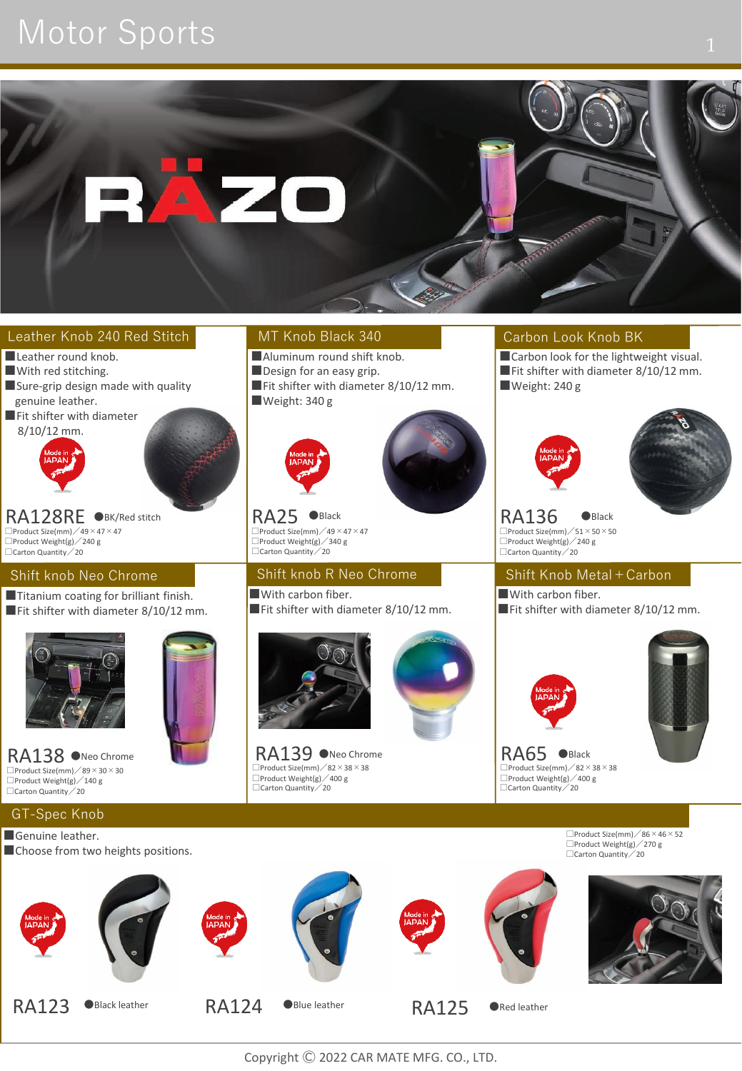# Motor Sports

## Leather Knob 240 Red Stitch

- Leather round knob.
- With red stitching.
- Sure-grip design made with quality genuine leather.
- Fit shifter with diameter 8/10/12 mm.

Made in JAPAN

**RA128RE** ●BK/Red stitch

□Product Size(mm)／49×47×47
□Product Weight(g)／240 g
□Carton Quantity／20

## MT Knob Black 340

- Aluminum round shift knob.
- Design for an easy grip.
- Fit shifter with diameter 8/10/12 mm.
- Weight: 340 g

Made in JAPAN

**RA25** ●Black

□Product Size(mm)／49×47×47
□Product Weight(g)／340 g
□Carton Quantity／20

## Carbon Look Knob BK

- Carbon look for the lightweight visual.
- Fit shifter with diameter 8/10/12 mm.
- Weight: 240 g

Made in JAPAN

**RA136** ●Black

□Product Size(mm)／51×50×50
□Product Weight(g)／240 g
□Carton Quantity／20

## Shift knob Neo Chrome

- Titanium coating for brilliant finish.
- Fit shifter with diameter 8/10/12 mm.

**RA138** ●Neo Chrome

□Product Size(mm)／89×30×30
□Product Weight(g)／140 g
□Carton Quantity／20

## Shift knob R Neo Chrome

- With carbon fiber.
- Fit shifter with diameter 8/10/12 mm.

**RA139** ●Neo Chrome

□Product Size(mm)／82×38×38
□Product Weight(g)／400 g
□Carton Quantity／20

## Shift Knob Metal＋Carbon

- With carbon fiber.
- Fit shifter with diameter 8/10/12 mm.

Made in JAPAN

**RA65** ●Black

□Product Size(mm)／82×38×38
□Product Weight(g)／400 g
□Carton Quantity／20

## GT-Spec Knob

- Genuine leather.
- Choose from two heights positions.

□Product Size(mm)／86×46×52
□Product Weight(g)／270 g
□Carton Quantity／20

Made in JAPAN

**RA123** ●Black leather

Made in JAPAN

**RA124** ●Blue leather

Made in JAPAN

**RA125** ●Red leather

Copyright Ⓒ 2022 CAR MATE MFG. CO., LTD.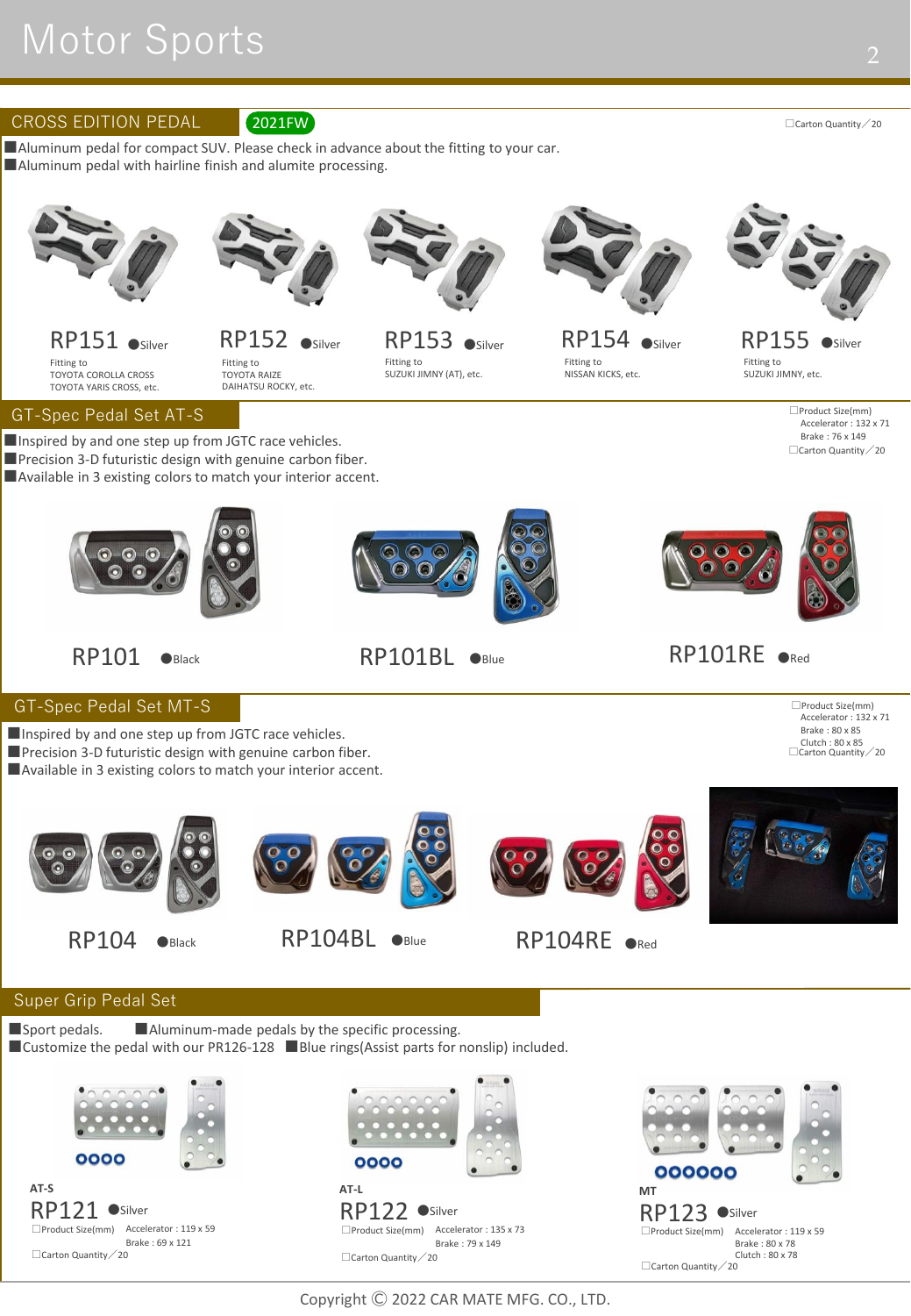## CROSS EDITION PEDAL 2021FW

□Carton Quantity／20

■Aluminum pedal for compact SUV. Please check in advance about the fitting to your car.
■Aluminum pedal with hairline finish and alumite processing.

**RP151** ●Silver
Fitting to
TOYOTA COROLLA CROSS
TOYOTA YARIS CROSS, etc.

**RP152** ●Silver
Fitting to
TOYOTA RAIZE
DAIHATSU ROCKY, etc.

**RP153** ●Silver
Fitting to
SUZUKI JIMNY (AT), etc.

**RP154** ●Silver
Fitting to
NISSAN KICKS, etc.

**RP155** ●Silver
Fitting to
SUZUKI JIMNY, etc.

## GT-Spec Pedal Set AT-S

□Product Size(mm)
Accelerator : 132 x 71
Brake : 76 x 149
□Carton Quantity／20

■Inspired by and one step up from JGTC race vehicles.
■Precision 3-D futuristic design with genuine carbon fiber.
■Available in 3 existing colors to match your interior accent.

**RP101** ●Black

**RP101BL** ●Blue

**RP101RE** ●Red

## GT-Spec Pedal Set MT-S

□Product Size(mm)
Accelerator : 132 x 71
Brake : 80 x 85
Clutch : 80 x 85
□Carton Quantity／20

■Inspired by and one step up from JGTC race vehicles.
■Precision 3-D futuristic design with genuine carbon fiber.
■Available in 3 existing colors to match your interior accent.

**RP104** ●Black

**RP104BL** ●Blue

**RP104RE** ●Red

## Super Grip Pedal Set

■Sport pedals. ■Aluminum-made pedals by the specific processing.
■Customize the pedal with our PR126-128 ■Blue rings(Assist parts for nonslip) included.

AT-S
**RP121** ●Silver
□Product Size(mm) Accelerator : 119 x 59
Brake : 69 x 121
□Carton Quantity／20

AT-L
**RP122** ●Silver
□Product Size(mm) Accelerator : 135 x 73
Brake : 79 x 149
□Carton Quantity／20

MT
**RP123** ●Silver
□Product Size(mm) Accelerator : 119 x 59
Brake : 80 x 78
Clutch : 80 x 78
□Carton Quantity／20

Copyright Ⓒ 2022 CAR MATE MFG. CO., LTD.